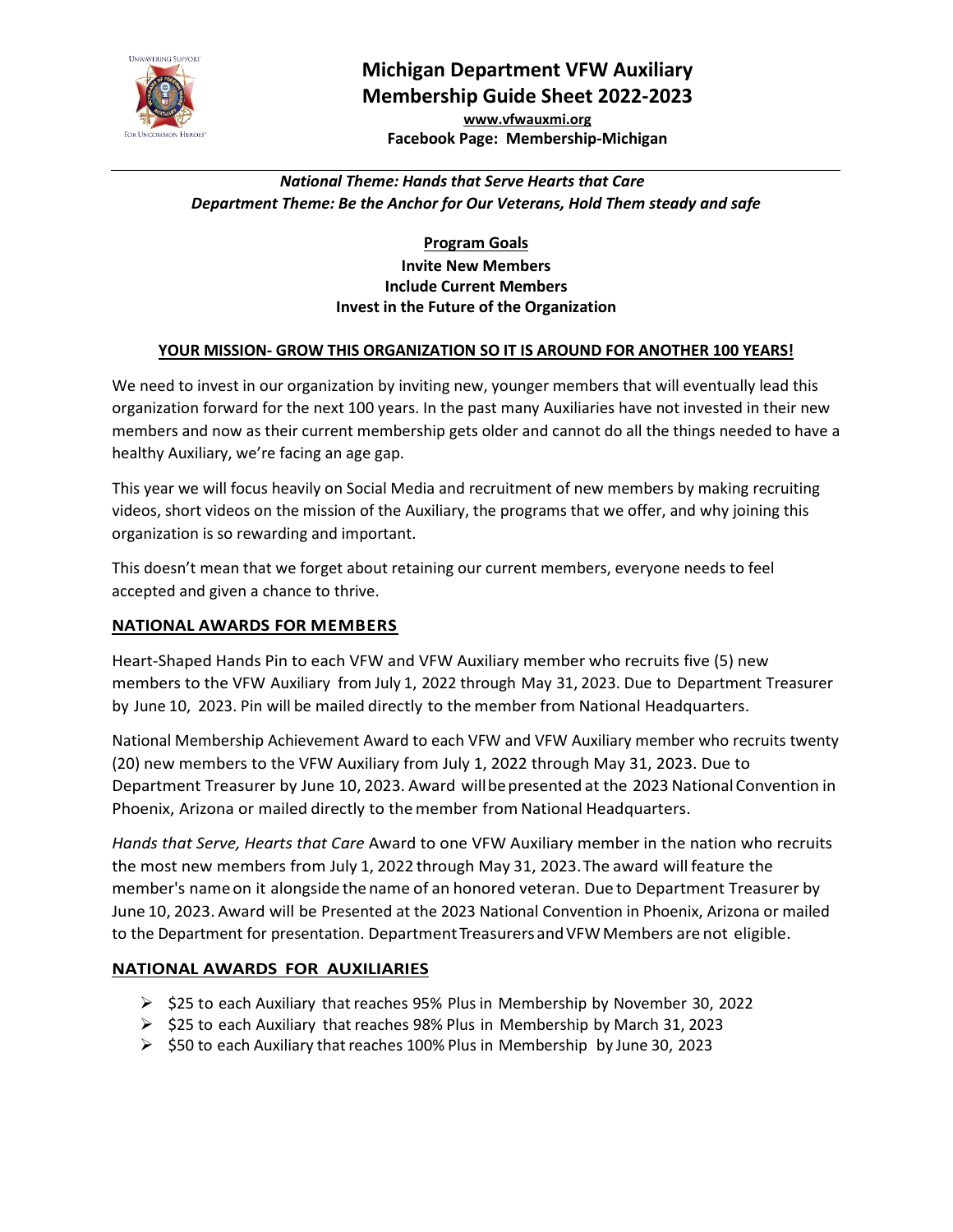# Michigan Department VFW Auxiliary
# Membership Guide Sheet 2022-2023

**www.vfwauxmi.org**
**Facebook Page: Membership-Michigan**

***National Theme: Hands that Serve Hearts that Care***
***Department Theme: Be the Anchor for Our Veterans, Hold Them steady and safe***

**Program Goals**
**Invite New Members**
**Include Current Members**
**Invest in the Future of the Organization**

**YOUR MISSION- GROW THIS ORGANIZATION SO IT IS AROUND FOR ANOTHER 100 YEARS!**

We need to invest in our organization by inviting new, younger members that will eventually lead this organization forward for the next 100 years. In the past many Auxiliaries have not invested in their new members and now as their current membership gets older and cannot do all the things needed to have a healthy Auxiliary, we're facing an age gap.

This year we will focus heavily on Social Media and recruitment of new members by making recruiting videos, short videos on the mission of the Auxiliary, the programs that we offer, and why joining this organization is so rewarding and important.

This doesn't mean that we forget about retaining our current members, everyone needs to feel accepted and given a chance to thrive.

## NATIONAL AWARDS FOR MEMBERS

Heart-Shaped Hands Pin to each VFW and VFW Auxiliary member who recruits five (5) new members to the VFW Auxiliary from July 1, 2022 through May 31, 2023. Due to Department Treasurer by June 10, 2023. Pin will be mailed directly to the member from National Headquarters.

National Membership Achievement Award to each VFW and VFW Auxiliary member who recruits twenty (20) new members to the VFW Auxiliary from July 1, 2022 through May 31, 2023. Due to Department Treasurer by June 10, 2023. Award will be presented at the 2023 National Convention in Phoenix, Arizona or mailed directly to the member from National Headquarters.

*Hands that Serve, Hearts that Care* Award to one VFW Auxiliary member in the nation who recruits the most new members from July 1, 2022 through May 31, 2023. The award will feature the member's name on it alongside the name of an honored veteran. Due to Department Treasurer by June 10, 2023. Award will be Presented at the 2023 National Convention in Phoenix, Arizona or mailed to the Department for presentation. Department Treasurers and VFW Members are not eligible.

## NATIONAL AWARDS FOR AUXILIARIES

- $25 to each Auxiliary that reaches 95% Plus in Membership by November 30, 2022
- $25 to each Auxiliary that reaches 98% Plus in Membership by March 31, 2023
- $50 to each Auxiliary that reaches 100% Plus in Membership by June 30, 2023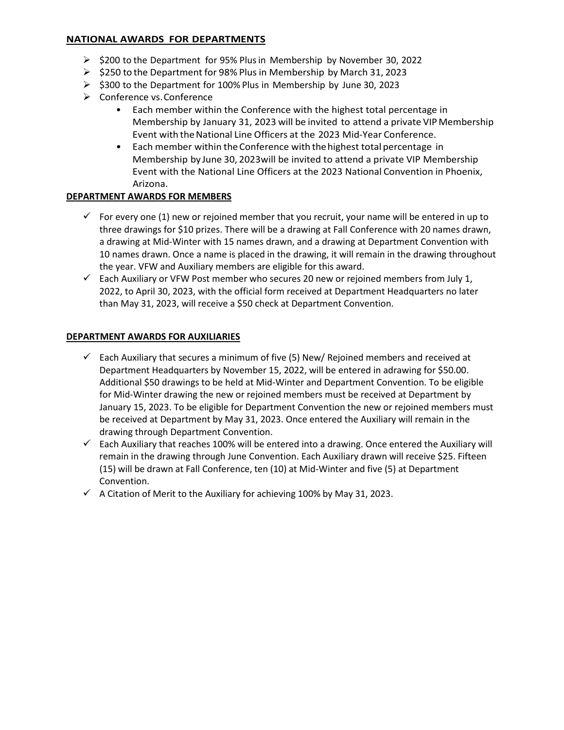## NATIONAL AWARDS FOR DEPARTMENTS

- $200 to the Department for 95% Plus in Membership by November 30, 2022
- $250 to the Department for 98% Plus in Membership by March 31, 2023
- $300 to the Department for 100% Plus in Membership by June 30, 2023
- Conference vs. Conference
  - Each member within the Conference with the highest total percentage in Membership by January 31, 2023 will be invited to attend a private VIP Membership Event with the National Line Officers at the 2023 Mid-Year Conference.
  - Each member within the Conference with the highest total percentage in Membership by June 30, 2023will be invited to attend a private VIP Membership Event with the National Line Officers at the 2023 National Convention in Phoenix, Arizona.

## DEPARTMENT AWARDS FOR MEMBERS

- ✓ For every one (1) new or rejoined member that you recruit, your name will be entered in up to three drawings for $10 prizes. There will be a drawing at Fall Conference with 20 names drawn, a drawing at Mid-Winter with 15 names drawn, and a drawing at Department Convention with 10 names drawn. Once a name is placed in the drawing, it will remain in the drawing throughout the year. VFW and Auxiliary members are eligible for this award.
- ✓ Each Auxiliary or VFW Post member who secures 20 new or rejoined members from July 1, 2022, to April 30, 2023, with the official form received at Department Headquarters no later than May 31, 2023, will receive a $50 check at Department Convention.

## DEPARTMENT AWARDS FOR AUXILIARIES

- ✓ Each Auxiliary that secures a minimum of five (5) New/ Rejoined members and received at Department Headquarters by November 15, 2022, will be entered in adrawing for $50.00. Additional $50 drawings to be held at Mid-Winter and Department Convention. To be eligible for Mid-Winter drawing the new or rejoined members must be received at Department by January 15, 2023. To be eligible for Department Convention the new or rejoined members must be received at Department by May 31, 2023. Once entered the Auxiliary will remain in the drawing through Department Convention.
- ✓ Each Auxiliary that reaches 100% will be entered into a drawing. Once entered the Auxiliary will remain in the drawing through June Convention. Each Auxiliary drawn will receive $25. Fifteen (15) will be drawn at Fall Conference, ten (10) at Mid-Winter and five (5) at Department Convention.
- ✓ A Citation of Merit to the Auxiliary for achieving 100% by May 31, 2023.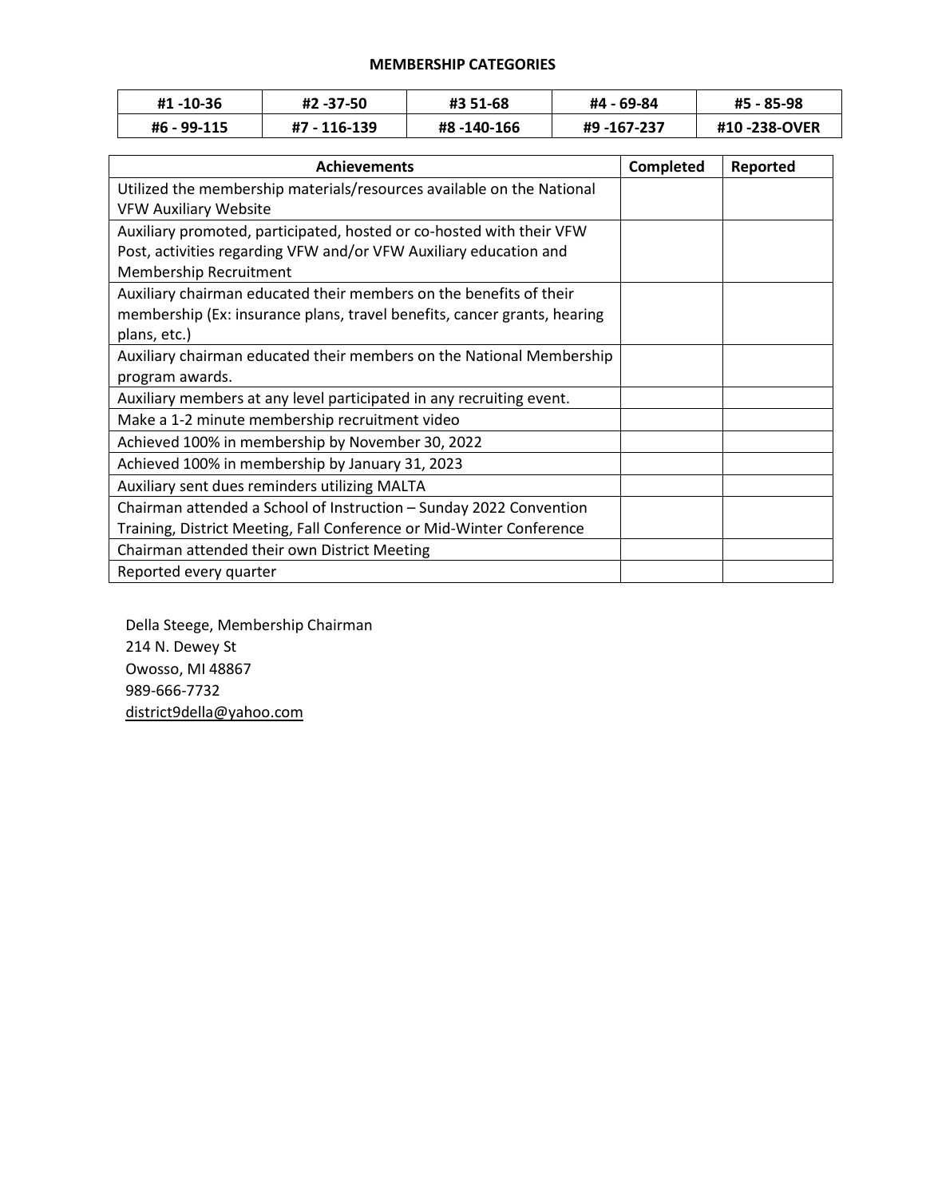**MEMBERSHIP CATEGORIES**

| | | | | |
|---|---|---|---|---|
| #1 -10-36 | #2 -37-50 | #3 51-68 | #4 - 69-84 | #5 - 85-98 |
| #6 - 99-115 | #7 - 116-139 | #8 -140-166 | #9 -167-237 | #10 -238-OVER |

| Achievements | Completed | Reported |
|---|---|---|
| Utilized the membership materials/resources available on the National VFW Auxiliary Website | | |
| Auxiliary promoted, participated, hosted or co-hosted with their VFW Post, activities regarding VFW and/or VFW Auxiliary education and Membership Recruitment | | |
| Auxiliary chairman educated their members on the benefits of their membership (Ex: insurance plans, travel benefits, cancer grants, hearing plans, etc.) | | |
| Auxiliary chairman educated their members on the National Membership program awards. | | |
| Auxiliary members at any level participated in any recruiting event. | | |
| Make a 1-2 minute membership recruitment video | | |
| Achieved 100% in membership by November 30, 2022 | | |
| Achieved 100% in membership by January 31, 2023 | | |
| Auxiliary sent dues reminders utilizing MALTA | | |
| Chairman attended a School of Instruction – Sunday 2022 Convention Training, District Meeting, Fall Conference or Mid-Winter Conference | | |
| Chairman attended their own District Meeting | | |
| Reported every quarter | | |

Della Steege, Membership Chairman
214 N. Dewey St
Owosso, MI 48867
989-666-7732
district9della@yahoo.com